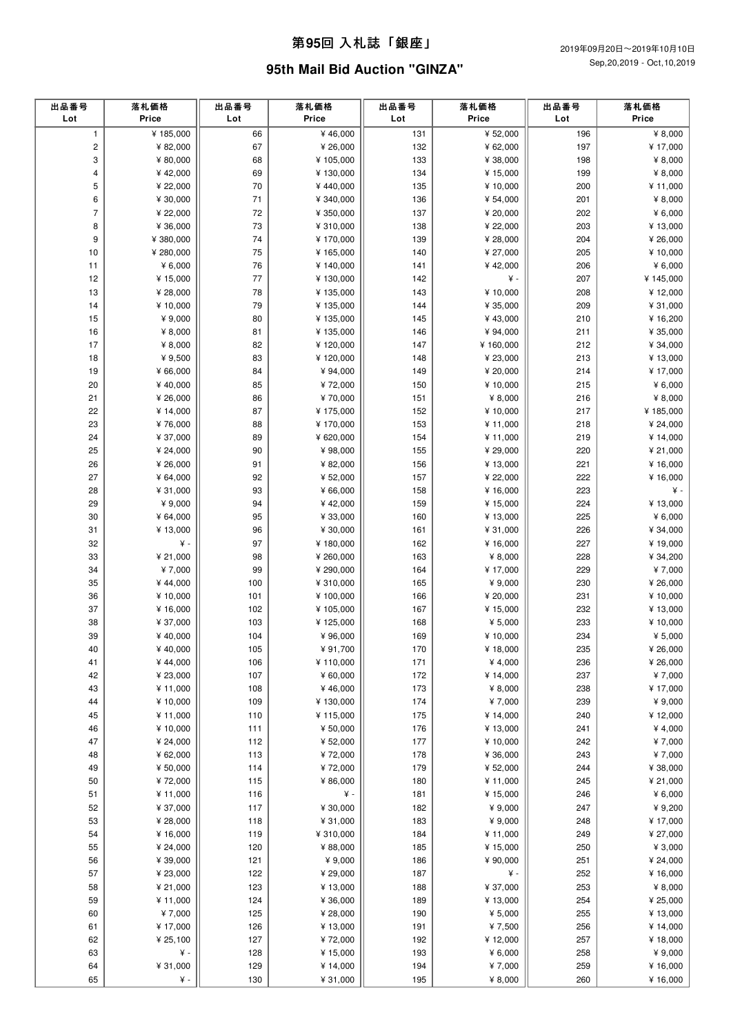# 第95回 入札誌「銀座」

## 95th Mail Bid Auction "GINZA"

2019年09月20日～2019年10月10日
Sep,20,2019 - Oct,10,2019

| 出品番号 Lot | 落札価格 Price | 出品番号 Lot | 落札価格 Price | 出品番号 Lot | 落札価格 Price | 出品番号 Lot | 落札価格 Price |
|---|---|---|---|---|---|---|---|
| 1 | ¥ 185,000 | 66 | ¥ 46,000 | 131 | ¥ 52,000 | 196 | ¥ 8,000 |
| 2 | ¥ 82,000 | 67 | ¥ 26,000 | 132 | ¥ 62,000 | 197 | ¥ 17,000 |
| 3 | ¥ 80,000 | 68 | ¥ 105,000 | 133 | ¥ 38,000 | 198 | ¥ 8,000 |
| 4 | ¥ 42,000 | 69 | ¥ 130,000 | 134 | ¥ 15,000 | 199 | ¥ 8,000 |
| 5 | ¥ 22,000 | 70 | ¥ 440,000 | 135 | ¥ 10,000 | 200 | ¥ 11,000 |
| 6 | ¥ 30,000 | 71 | ¥ 340,000 | 136 | ¥ 54,000 | 201 | ¥ 8,000 |
| 7 | ¥ 22,000 | 72 | ¥ 350,000 | 137 | ¥ 20,000 | 202 | ¥ 6,000 |
| 8 | ¥ 36,000 | 73 | ¥ 310,000 | 138 | ¥ 22,000 | 203 | ¥ 13,000 |
| 9 | ¥ 380,000 | 74 | ¥ 170,000 | 139 | ¥ 28,000 | 204 | ¥ 26,000 |
| 10 | ¥ 280,000 | 75 | ¥ 165,000 | 140 | ¥ 27,000 | 205 | ¥ 10,000 |
| 11 | ¥ 6,000 | 76 | ¥ 140,000 | 141 | ¥ 42,000 | 206 | ¥ 6,000 |
| 12 | ¥ 15,000 | 77 | ¥ 130,000 | 142 | ¥ - | 207 | ¥ 145,000 |
| 13 | ¥ 28,000 | 78 | ¥ 135,000 | 143 | ¥ 10,000 | 208 | ¥ 12,000 |
| 14 | ¥ 10,000 | 79 | ¥ 135,000 | 144 | ¥ 35,000 | 209 | ¥ 31,000 |
| 15 | ¥ 9,000 | 80 | ¥ 135,000 | 145 | ¥ 43,000 | 210 | ¥ 16,200 |
| 16 | ¥ 8,000 | 81 | ¥ 135,000 | 146 | ¥ 94,000 | 211 | ¥ 35,000 |
| 17 | ¥ 8,000 | 82 | ¥ 120,000 | 147 | ¥ 160,000 | 212 | ¥ 34,000 |
| 18 | ¥ 9,500 | 83 | ¥ 120,000 | 148 | ¥ 23,000 | 213 | ¥ 13,000 |
| 19 | ¥ 66,000 | 84 | ¥ 94,000 | 149 | ¥ 20,000 | 214 | ¥ 17,000 |
| 20 | ¥ 40,000 | 85 | ¥ 72,000 | 150 | ¥ 10,000 | 215 | ¥ 6,000 |
| 21 | ¥ 26,000 | 86 | ¥ 70,000 | 151 | ¥ 8,000 | 216 | ¥ 8,000 |
| 22 | ¥ 14,000 | 87 | ¥ 175,000 | 152 | ¥ 10,000 | 217 | ¥ 185,000 |
| 23 | ¥ 76,000 | 88 | ¥ 170,000 | 153 | ¥ 11,000 | 218 | ¥ 24,000 |
| 24 | ¥ 37,000 | 89 | ¥ 620,000 | 154 | ¥ 11,000 | 219 | ¥ 14,000 |
| 25 | ¥ 24,000 | 90 | ¥ 98,000 | 155 | ¥ 29,000 | 220 | ¥ 21,000 |
| 26 | ¥ 26,000 | 91 | ¥ 82,000 | 156 | ¥ 13,000 | 221 | ¥ 16,000 |
| 27 | ¥ 64,000 | 92 | ¥ 52,000 | 157 | ¥ 22,000 | 222 | ¥ 16,000 |
| 28 | ¥ 31,000 | 93 | ¥ 66,000 | 158 | ¥ 16,000 | 223 | ¥ - |
| 29 | ¥ 9,000 | 94 | ¥ 42,000 | 159 | ¥ 15,000 | 224 | ¥ 13,000 |
| 30 | ¥ 64,000 | 95 | ¥ 33,000 | 160 | ¥ 13,000 | 225 | ¥ 6,000 |
| 31 | ¥ 13,000 | 96 | ¥ 30,000 | 161 | ¥ 31,000 | 226 | ¥ 34,000 |
| 32 | ¥ - | 97 | ¥ 180,000 | 162 | ¥ 16,000 | 227 | ¥ 19,000 |
| 33 | ¥ 21,000 | 98 | ¥ 260,000 | 163 | ¥ 8,000 | 228 | ¥ 34,200 |
| 34 | ¥ 7,000 | 99 | ¥ 290,000 | 164 | ¥ 17,000 | 229 | ¥ 7,000 |
| 35 | ¥ 44,000 | 100 | ¥ 310,000 | 165 | ¥ 9,000 | 230 | ¥ 26,000 |
| 36 | ¥ 10,000 | 101 | ¥ 100,000 | 166 | ¥ 20,000 | 231 | ¥ 10,000 |
| 37 | ¥ 16,000 | 102 | ¥ 105,000 | 167 | ¥ 15,000 | 232 | ¥ 13,000 |
| 38 | ¥ 37,000 | 103 | ¥ 125,000 | 168 | ¥ 5,000 | 233 | ¥ 10,000 |
| 39 | ¥ 40,000 | 104 | ¥ 96,000 | 169 | ¥ 10,000 | 234 | ¥ 5,000 |
| 40 | ¥ 40,000 | 105 | ¥ 91,700 | 170 | ¥ 18,000 | 235 | ¥ 26,000 |
| 41 | ¥ 44,000 | 106 | ¥ 110,000 | 171 | ¥ 4,000 | 236 | ¥ 26,000 |
| 42 | ¥ 23,000 | 107 | ¥ 60,000 | 172 | ¥ 14,000 | 237 | ¥ 7,000 |
| 43 | ¥ 11,000 | 108 | ¥ 46,000 | 173 | ¥ 8,000 | 238 | ¥ 17,000 |
| 44 | ¥ 10,000 | 109 | ¥ 130,000 | 174 | ¥ 7,000 | 239 | ¥ 9,000 |
| 45 | ¥ 11,000 | 110 | ¥ 115,000 | 175 | ¥ 14,000 | 240 | ¥ 12,000 |
| 46 | ¥ 10,000 | 111 | ¥ 50,000 | 176 | ¥ 13,000 | 241 | ¥ 4,000 |
| 47 | ¥ 24,000 | 112 | ¥ 52,000 | 177 | ¥ 10,000 | 242 | ¥ 7,000 |
| 48 | ¥ 62,000 | 113 | ¥ 72,000 | 178 | ¥ 36,000 | 243 | ¥ 7,000 |
| 49 | ¥ 50,000 | 114 | ¥ 72,000 | 179 | ¥ 52,000 | 244 | ¥ 38,000 |
| 50 | ¥ 72,000 | 115 | ¥ 86,000 | 180 | ¥ 11,000 | 245 | ¥ 21,000 |
| 51 | ¥ 11,000 | 116 | ¥ - | 181 | ¥ 15,000 | 246 | ¥ 6,000 |
| 52 | ¥ 37,000 | 117 | ¥ 30,000 | 182 | ¥ 9,000 | 247 | ¥ 9,200 |
| 53 | ¥ 28,000 | 118 | ¥ 31,000 | 183 | ¥ 9,000 | 248 | ¥ 17,000 |
| 54 | ¥ 16,000 | 119 | ¥ 310,000 | 184 | ¥ 11,000 | 249 | ¥ 27,000 |
| 55 | ¥ 24,000 | 120 | ¥ 88,000 | 185 | ¥ 15,000 | 250 | ¥ 3,000 |
| 56 | ¥ 39,000 | 121 | ¥ 9,000 | 186 | ¥ 90,000 | 251 | ¥ 24,000 |
| 57 | ¥ 23,000 | 122 | ¥ 29,000 | 187 | ¥ - | 252 | ¥ 16,000 |
| 58 | ¥ 21,000 | 123 | ¥ 13,000 | 188 | ¥ 37,000 | 253 | ¥ 8,000 |
| 59 | ¥ 11,000 | 124 | ¥ 36,000 | 189 | ¥ 13,000 | 254 | ¥ 25,000 |
| 60 | ¥ 7,000 | 125 | ¥ 28,000 | 190 | ¥ 5,000 | 255 | ¥ 13,000 |
| 61 | ¥ 17,000 | 126 | ¥ 13,000 | 191 | ¥ 7,500 | 256 | ¥ 14,000 |
| 62 | ¥ 25,100 | 127 | ¥ 72,000 | 192 | ¥ 12,000 | 257 | ¥ 18,000 |
| 63 | ¥ - | 128 | ¥ 15,000 | 193 | ¥ 6,000 | 258 | ¥ 9,000 |
| 64 | ¥ 31,000 | 129 | ¥ 14,000 | 194 | ¥ 7,000 | 259 | ¥ 16,000 |
| 65 | ¥ - | 130 | ¥ 31,000 | 195 | ¥ 8,000 | 260 | ¥ 16,000 |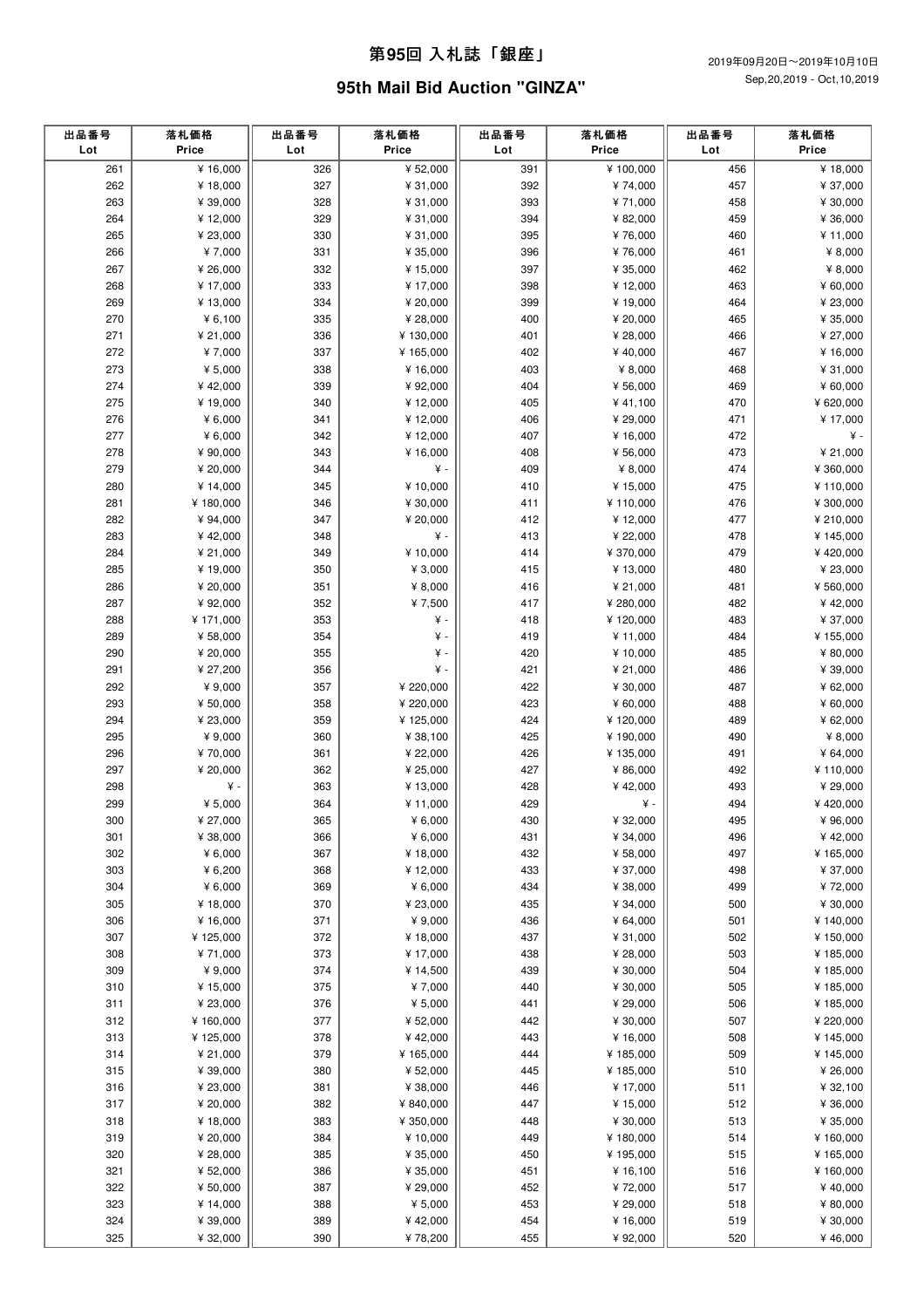# 第95回 入札誌「銀座」

2019年09月20日～2019年10月10日
Sep,20,2019 - Oct,10,2019

## 95th Mail Bid Auction "GINZA"

| 出品番号 Lot | 落札価格 Price | 出品番号 Lot | 落札価格 Price | 出品番号 Lot | 落札価格 Price | 出品番号 Lot | 落札価格 Price |
|---|---|---|---|---|---|---|---|
| 261 | ¥ 16,000 | 326 | ¥ 52,000 | 391 | ¥ 100,000 | 456 | ¥ 18,000 |
| 262 | ¥ 18,000 | 327 | ¥ 31,000 | 392 | ¥ 74,000 | 457 | ¥ 37,000 |
| 263 | ¥ 39,000 | 328 | ¥ 31,000 | 393 | ¥ 71,000 | 458 | ¥ 30,000 |
| 264 | ¥ 12,000 | 329 | ¥ 31,000 | 394 | ¥ 82,000 | 459 | ¥ 36,000 |
| 265 | ¥ 23,000 | 330 | ¥ 31,000 | 395 | ¥ 76,000 | 460 | ¥ 11,000 |
| 266 | ¥ 7,000 | 331 | ¥ 35,000 | 396 | ¥ 76,000 | 461 | ¥ 8,000 |
| 267 | ¥ 26,000 | 332 | ¥ 15,000 | 397 | ¥ 35,000 | 462 | ¥ 8,000 |
| 268 | ¥ 17,000 | 333 | ¥ 17,000 | 398 | ¥ 12,000 | 463 | ¥ 60,000 |
| 269 | ¥ 13,000 | 334 | ¥ 20,000 | 399 | ¥ 19,000 | 464 | ¥ 23,000 |
| 270 | ¥ 6,100 | 335 | ¥ 28,000 | 400 | ¥ 20,000 | 465 | ¥ 35,000 |
| 271 | ¥ 21,000 | 336 | ¥ 130,000 | 401 | ¥ 28,000 | 466 | ¥ 27,000 |
| 272 | ¥ 7,000 | 337 | ¥ 165,000 | 402 | ¥ 40,000 | 467 | ¥ 16,000 |
| 273 | ¥ 5,000 | 338 | ¥ 16,000 | 403 | ¥ 8,000 | 468 | ¥ 31,000 |
| 274 | ¥ 42,000 | 339 | ¥ 92,000 | 404 | ¥ 56,000 | 469 | ¥ 60,000 |
| 275 | ¥ 19,000 | 340 | ¥ 12,000 | 405 | ¥ 41,100 | 470 | ¥ 620,000 |
| 276 | ¥ 6,000 | 341 | ¥ 12,000 | 406 | ¥ 29,000 | 471 | ¥ 17,000 |
| 277 | ¥ 6,000 | 342 | ¥ 12,000 | 407 | ¥ 16,000 | 472 | ¥ - |
| 278 | ¥ 90,000 | 343 | ¥ 16,000 | 408 | ¥ 56,000 | 473 | ¥ 21,000 |
| 279 | ¥ 20,000 | 344 | ¥ - | 409 | ¥ 8,000 | 474 | ¥ 360,000 |
| 280 | ¥ 14,000 | 345 | ¥ 10,000 | 410 | ¥ 15,000 | 475 | ¥ 110,000 |
| 281 | ¥ 180,000 | 346 | ¥ 30,000 | 411 | ¥ 110,000 | 476 | ¥ 300,000 |
| 282 | ¥ 94,000 | 347 | ¥ 20,000 | 412 | ¥ 12,000 | 477 | ¥ 210,000 |
| 283 | ¥ 42,000 | 348 | ¥ - | 413 | ¥ 22,000 | 478 | ¥ 145,000 |
| 284 | ¥ 21,000 | 349 | ¥ 10,000 | 414 | ¥ 370,000 | 479 | ¥ 420,000 |
| 285 | ¥ 19,000 | 350 | ¥ 3,000 | 415 | ¥ 13,000 | 480 | ¥ 23,000 |
| 286 | ¥ 20,000 | 351 | ¥ 8,000 | 416 | ¥ 21,000 | 481 | ¥ 560,000 |
| 287 | ¥ 92,000 | 352 | ¥ 7,500 | 417 | ¥ 280,000 | 482 | ¥ 42,000 |
| 288 | ¥ 171,000 | 353 | ¥ - | 418 | ¥ 120,000 | 483 | ¥ 37,000 |
| 289 | ¥ 58,000 | 354 | ¥ - | 419 | ¥ 11,000 | 484 | ¥ 155,000 |
| 290 | ¥ 20,000 | 355 | ¥ - | 420 | ¥ 10,000 | 485 | ¥ 80,000 |
| 291 | ¥ 27,200 | 356 | ¥ - | 421 | ¥ 21,000 | 486 | ¥ 39,000 |
| 292 | ¥ 9,000 | 357 | ¥ 220,000 | 422 | ¥ 30,000 | 487 | ¥ 62,000 |
| 293 | ¥ 50,000 | 358 | ¥ 220,000 | 423 | ¥ 60,000 | 488 | ¥ 60,000 |
| 294 | ¥ 23,000 | 359 | ¥ 125,000 | 424 | ¥ 120,000 | 489 | ¥ 62,000 |
| 295 | ¥ 9,000 | 360 | ¥ 38,100 | 425 | ¥ 190,000 | 490 | ¥ 8,000 |
| 296 | ¥ 70,000 | 361 | ¥ 22,000 | 426 | ¥ 135,000 | 491 | ¥ 64,000 |
| 297 | ¥ 20,000 | 362 | ¥ 25,000 | 427 | ¥ 86,000 | 492 | ¥ 110,000 |
| 298 | ¥ - | 363 | ¥ 13,000 | 428 | ¥ 42,000 | 493 | ¥ 29,000 |
| 299 | ¥ 5,000 | 364 | ¥ 11,000 | 429 | ¥ - | 494 | ¥ 420,000 |
| 300 | ¥ 27,000 | 365 | ¥ 6,000 | 430 | ¥ 32,000 | 495 | ¥ 96,000 |
| 301 | ¥ 38,000 | 366 | ¥ 6,000 | 431 | ¥ 34,000 | 496 | ¥ 42,000 |
| 302 | ¥ 6,000 | 367 | ¥ 18,000 | 432 | ¥ 58,000 | 497 | ¥ 165,000 |
| 303 | ¥ 6,200 | 368 | ¥ 12,000 | 433 | ¥ 37,000 | 498 | ¥ 37,000 |
| 304 | ¥ 6,000 | 369 | ¥ 6,000 | 434 | ¥ 38,000 | 499 | ¥ 72,000 |
| 305 | ¥ 18,000 | 370 | ¥ 23,000 | 435 | ¥ 34,000 | 500 | ¥ 30,000 |
| 306 | ¥ 16,000 | 371 | ¥ 9,000 | 436 | ¥ 64,000 | 501 | ¥ 140,000 |
| 307 | ¥ 125,000 | 372 | ¥ 18,000 | 437 | ¥ 31,000 | 502 | ¥ 150,000 |
| 308 | ¥ 71,000 | 373 | ¥ 17,000 | 438 | ¥ 28,000 | 503 | ¥ 185,000 |
| 309 | ¥ 9,000 | 374 | ¥ 14,500 | 439 | ¥ 30,000 | 504 | ¥ 185,000 |
| 310 | ¥ 15,000 | 375 | ¥ 7,000 | 440 | ¥ 30,000 | 505 | ¥ 185,000 |
| 311 | ¥ 23,000 | 376 | ¥ 5,000 | 441 | ¥ 29,000 | 506 | ¥ 185,000 |
| 312 | ¥ 160,000 | 377 | ¥ 52,000 | 442 | ¥ 30,000 | 507 | ¥ 220,000 |
| 313 | ¥ 125,000 | 378 | ¥ 42,000 | 443 | ¥ 16,000 | 508 | ¥ 145,000 |
| 314 | ¥ 21,000 | 379 | ¥ 165,000 | 444 | ¥ 185,000 | 509 | ¥ 145,000 |
| 315 | ¥ 39,000 | 380 | ¥ 52,000 | 445 | ¥ 185,000 | 510 | ¥ 26,000 |
| 316 | ¥ 23,000 | 381 | ¥ 38,000 | 446 | ¥ 17,000 | 511 | ¥ 32,100 |
| 317 | ¥ 20,000 | 382 | ¥ 840,000 | 447 | ¥ 15,000 | 512 | ¥ 36,000 |
| 318 | ¥ 18,000 | 383 | ¥ 350,000 | 448 | ¥ 30,000 | 513 | ¥ 35,000 |
| 319 | ¥ 20,000 | 384 | ¥ 10,000 | 449 | ¥ 180,000 | 514 | ¥ 160,000 |
| 320 | ¥ 28,000 | 385 | ¥ 35,000 | 450 | ¥ 195,000 | 515 | ¥ 165,000 |
| 321 | ¥ 52,000 | 386 | ¥ 35,000 | 451 | ¥ 16,100 | 516 | ¥ 160,000 |
| 322 | ¥ 50,000 | 387 | ¥ 29,000 | 452 | ¥ 72,000 | 517 | ¥ 40,000 |
| 323 | ¥ 14,000 | 388 | ¥ 5,000 | 453 | ¥ 29,000 | 518 | ¥ 80,000 |
| 324 | ¥ 39,000 | 389 | ¥ 42,000 | 454 | ¥ 16,000 | 519 | ¥ 30,000 |
| 325 | ¥ 32,000 | 390 | ¥ 78,200 | 455 | ¥ 92,000 | 520 | ¥ 46,000 |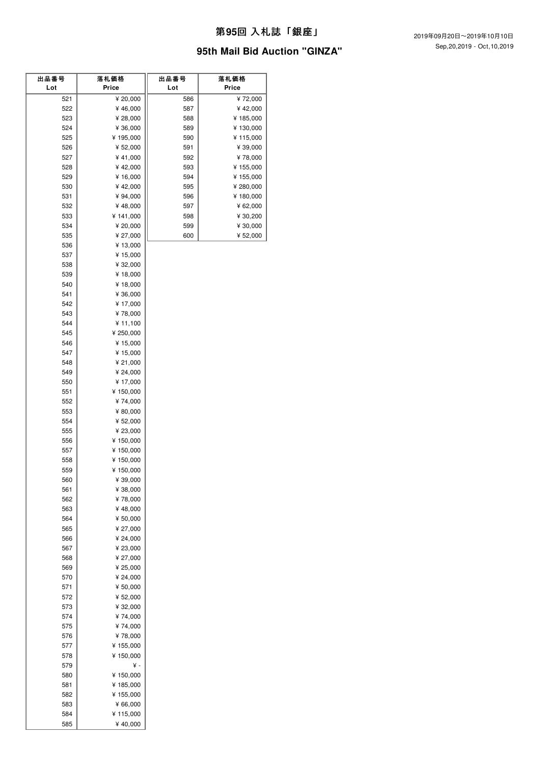# 第95回 入札誌「銀座」

## 95th Mail Bid Auction "GINZA"

2019年09月20日～2019年10月10日
Sep,20,2019 - Oct,10,2019

| 出品番号 Lot | 落札価格 Price |
|---|---|
| 521 | ¥ 20,000 |
| 522 | ¥ 46,000 |
| 523 | ¥ 28,000 |
| 524 | ¥ 36,000 |
| 525 | ¥ 195,000 |
| 526 | ¥ 52,000 |
| 527 | ¥ 41,000 |
| 528 | ¥ 42,000 |
| 529 | ¥ 16,000 |
| 530 | ¥ 42,000 |
| 531 | ¥ 94,000 |
| 532 | ¥ 48,000 |
| 533 | ¥ 141,000 |
| 534 | ¥ 20,000 |
| 535 | ¥ 27,000 |
| 536 | ¥ 13,000 |
| 537 | ¥ 15,000 |
| 538 | ¥ 32,000 |
| 539 | ¥ 18,000 |
| 540 | ¥ 18,000 |
| 541 | ¥ 36,000 |
| 542 | ¥ 17,000 |
| 543 | ¥ 78,000 |
| 544 | ¥ 11,100 |
| 545 | ¥ 250,000 |
| 546 | ¥ 15,000 |
| 547 | ¥ 15,000 |
| 548 | ¥ 21,000 |
| 549 | ¥ 24,000 |
| 550 | ¥ 17,000 |
| 551 | ¥ 150,000 |
| 552 | ¥ 74,000 |
| 553 | ¥ 80,000 |
| 554 | ¥ 52,000 |
| 555 | ¥ 23,000 |
| 556 | ¥ 150,000 |
| 557 | ¥ 150,000 |
| 558 | ¥ 150,000 |
| 559 | ¥ 150,000 |
| 560 | ¥ 39,000 |
| 561 | ¥ 38,000 |
| 562 | ¥ 78,000 |
| 563 | ¥ 48,000 |
| 564 | ¥ 50,000 |
| 565 | ¥ 27,000 |
| 566 | ¥ 24,000 |
| 567 | ¥ 23,000 |
| 568 | ¥ 27,000 |
| 569 | ¥ 25,000 |
| 570 | ¥ 24,000 |
| 571 | ¥ 50,000 |
| 572 | ¥ 52,000 |
| 573 | ¥ 32,000 |
| 574 | ¥ 74,000 |
| 575 | ¥ 74,000 |
| 576 | ¥ 78,000 |
| 577 | ¥ 155,000 |
| 578 | ¥ 150,000 |
| 579 | ¥ - |
| 580 | ¥ 150,000 |
| 581 | ¥ 185,000 |
| 582 | ¥ 155,000 |
| 583 | ¥ 66,000 |
| 584 | ¥ 115,000 |
| 585 | ¥ 40,000 |
| 586 | ¥ 72,000 |
| 587 | ¥ 42,000 |
| 588 | ¥ 185,000 |
| 589 | ¥ 130,000 |
| 590 | ¥ 115,000 |
| 591 | ¥ 39,000 |
| 592 | ¥ 78,000 |
| 593 | ¥ 155,000 |
| 594 | ¥ 155,000 |
| 595 | ¥ 280,000 |
| 596 | ¥ 180,000 |
| 597 | ¥ 62,000 |
| 598 | ¥ 30,200 |
| 599 | ¥ 30,000 |
| 600 | ¥ 52,000 |